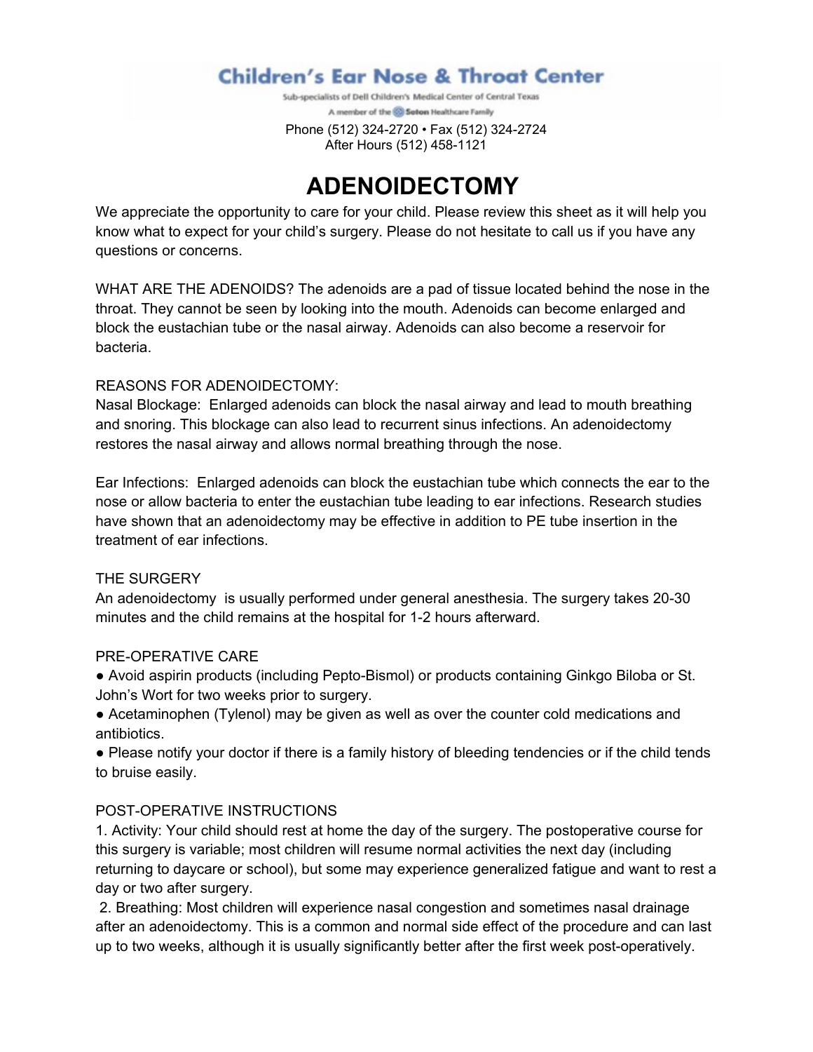**Children's Ear Nose & Throat Center**

Sub-specialists of Dell Children's Medical Center of Central Texas

A member of the Seton Healthcare Family

Phone (512) 324-2720 • Fax (512) 324-2724
After Hours (512) 458-1121

# ADENOIDECTOMY

We appreciate the opportunity to care for your child. Please review this sheet as it will help you know what to expect for your child's surgery. Please do not hesitate to call us if you have any questions or concerns.

WHAT ARE THE ADENOIDS? The adenoids are a pad of tissue located behind the nose in the throat. They cannot be seen by looking into the mouth. Adenoids can become enlarged and block the eustachian tube or the nasal airway. Adenoids can also become a reservoir for bacteria.

REASONS FOR ADENOIDECTOMY:

Nasal Blockage: Enlarged adenoids can block the nasal airway and lead to mouth breathing and snoring. This blockage can also lead to recurrent sinus infections. An adenoidectomy restores the nasal airway and allows normal breathing through the nose.

Ear Infections: Enlarged adenoids can block the eustachian tube which connects the ear to the nose or allow bacteria to enter the eustachian tube leading to ear infections. Research studies have shown that an adenoidectomy may be effective in addition to PE tube insertion in the treatment of ear infections.

THE SURGERY

An adenoidectomy is usually performed under general anesthesia. The surgery takes 20-30 minutes and the child remains at the hospital for 1-2 hours afterward.

PRE-OPERATIVE CARE

- Avoid aspirin products (including Pepto-Bismol) or products containing Ginkgo Biloba or St. John's Wort for two weeks prior to surgery.
- Acetaminophen (Tylenol) may be given as well as over the counter cold medications and antibiotics.
- Please notify your doctor if there is a family history of bleeding tendencies or if the child tends to bruise easily.

POST-OPERATIVE INSTRUCTIONS

1. Activity: Your child should rest at home the day of the surgery. The postoperative course for this surgery is variable; most children will resume normal activities the next day (including returning to daycare or school), but some may experience generalized fatigue and want to rest a day or two after surgery.
2. Breathing: Most children will experience nasal congestion and sometimes nasal drainage after an adenoidectomy. This is a common and normal side effect of the procedure and can last up to two weeks, although it is usually significantly better after the first week post-operatively.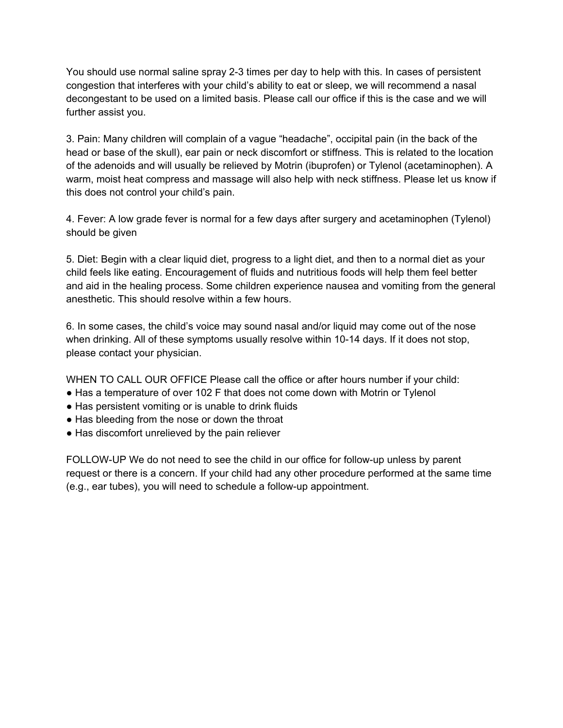You should use normal saline spray 2-3 times per day to help with this. In cases of persistent congestion that interferes with your child's ability to eat or sleep, we will recommend a nasal decongestant to be used on a limited basis. Please call our office if this is the case and we will further assist you.

3. Pain: Many children will complain of a vague "headache", occipital pain (in the back of the head or base of the skull), ear pain or neck discomfort or stiffness. This is related to the location of the adenoids and will usually be relieved by Motrin (ibuprofen) or Tylenol (acetaminophen). A warm, moist heat compress and massage will also help with neck stiffness. Please let us know if this does not control your child's pain.

4. Fever: A low grade fever is normal for a few days after surgery and acetaminophen (Tylenol) should be given

5. Diet: Begin with a clear liquid diet, progress to a light diet, and then to a normal diet as your child feels like eating. Encouragement of fluids and nutritious foods will help them feel better and aid in the healing process. Some children experience nausea and vomiting from the general anesthetic. This should resolve within a few hours.

6. In some cases, the child's voice may sound nasal and/or liquid may come out of the nose when drinking. All of these symptoms usually resolve within 10-14 days. If it does not stop, please contact your physician.

WHEN TO CALL OUR OFFICE Please call the office or after hours number if your child:

- Has a temperature of over 102 F that does not come down with Motrin or Tylenol
- Has persistent vomiting or is unable to drink fluids
- Has bleeding from the nose or down the throat
- Has discomfort unrelieved by the pain reliever

FOLLOW-UP We do not need to see the child in our office for follow-up unless by parent request or there is a concern. If your child had any other procedure performed at the same time (e.g., ear tubes), you will need to schedule a follow-up appointment.